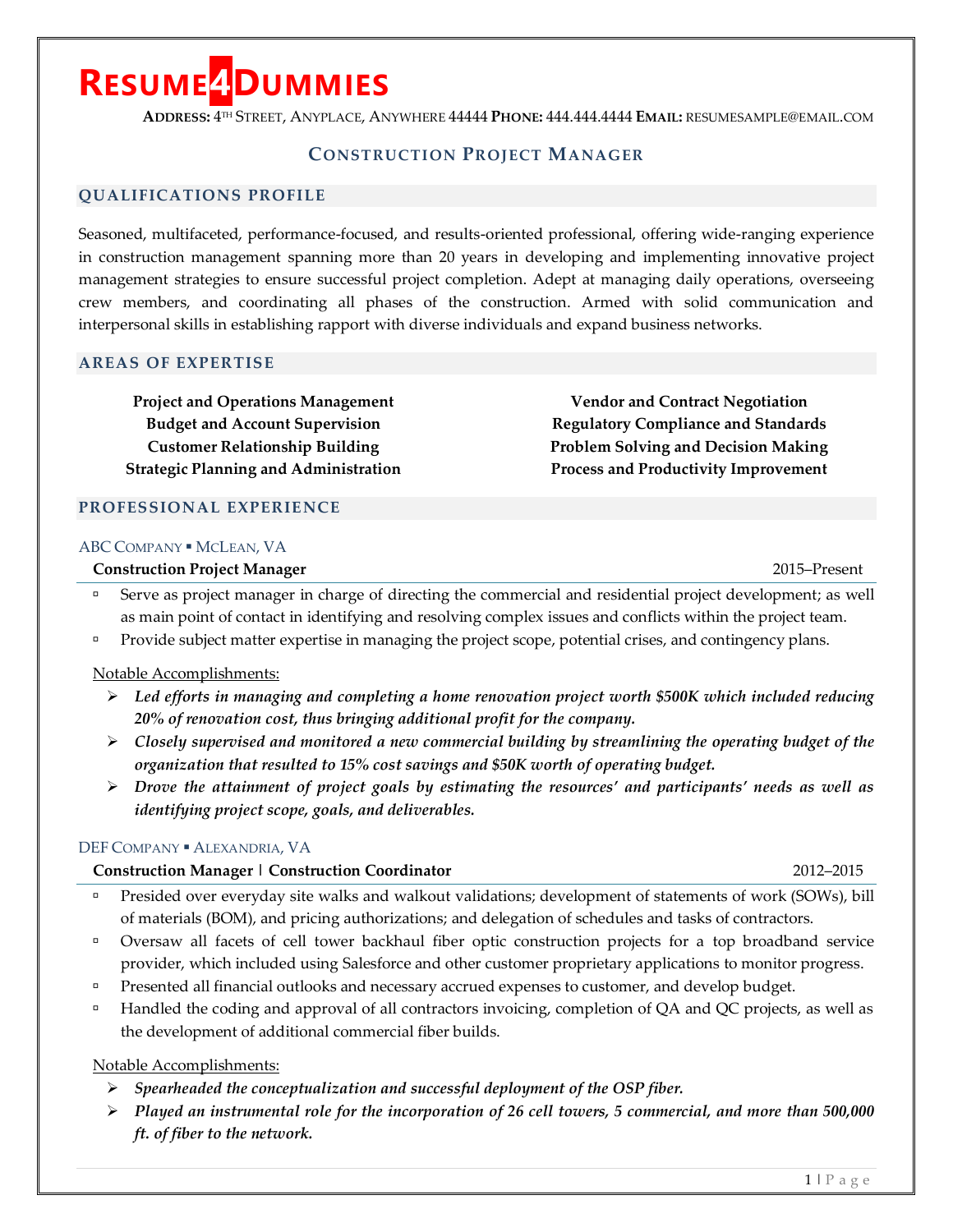# RESUME4DUMMIES

**ADDRESS:** 4TH STREET, ANYPLACE, ANYWHERE 44444 **PHONE:** 444.444.4444 **EMAIL:** RESUMESAMPLE@EMAIL.COM

## CONSTRUCTION PROJECT MANAGER

### QUALIFICATIONS PROFILE

Seasoned, multifaceted, performance-focused, and results-oriented professional, offering wide-ranging experience in construction management spanning more than 20 years in developing and implementing innovative project management strategies to ensure successful project completion. Adept at managing daily operations, overseeing crew members, and coordinating all phases of the construction. Armed with solid communication and interpersonal skills in establishing rapport with diverse individuals and expand business networks.

### AREAS OF EXPERTISE

**Project and Operations Management**
**Budget and Account Supervision**
**Customer Relationship Building**
**Strategic Planning and Administration**
**Vendor and Contract Negotiation**
**Regulatory Compliance and Standards**
**Problem Solving and Decision Making**
**Process and Productivity Improvement**

### PROFESSIONAL EXPERIENCE

ABC COMPANY ▪ MCLEAN, VA

**Construction Project Manager** 2015–Present

- Serve as project manager in charge of directing the commercial and residential project development; as well as main point of contact in identifying and resolving complex issues and conflicts within the project team.
- Provide subject matter expertise in managing the project scope, potential crises, and contingency plans.

Notable Accomplishments:

- ***Led efforts in managing and completing a home renovation project worth $500K which included reducing 20% of renovation cost, thus bringing additional profit for the company.***
- ***Closely supervised and monitored a new commercial building by streamlining the operating budget of the organization that resulted to 15% cost savings and $50K worth of operating budget.***
- ***Drove the attainment of project goals by estimating the resources' and participants' needs as well as identifying project scope, goals, and deliverables.***

DEF COMPANY ▪ ALEXANDRIA, VA

**Construction Manager | Construction Coordinator** 2012–2015

- Presided over everyday site walks and walkout validations; development of statements of work (SOWs), bill of materials (BOM), and pricing authorizations; and delegation of schedules and tasks of contractors.
- Oversaw all facets of cell tower backhaul fiber optic construction projects for a top broadband service provider, which included using Salesforce and other customer proprietary applications to monitor progress.
- Presented all financial outlooks and necessary accrued expenses to customer, and develop budget.
- Handled the coding and approval of all contractors invoicing, completion of QA and QC projects, as well as the development of additional commercial fiber builds.

Notable Accomplishments:

- ***Spearheaded the conceptualization and successful deployment of the OSP fiber.***
- ***Played an instrumental role for the incorporation of 26 cell towers, 5 commercial, and more than 500,000 ft. of fiber to the network.***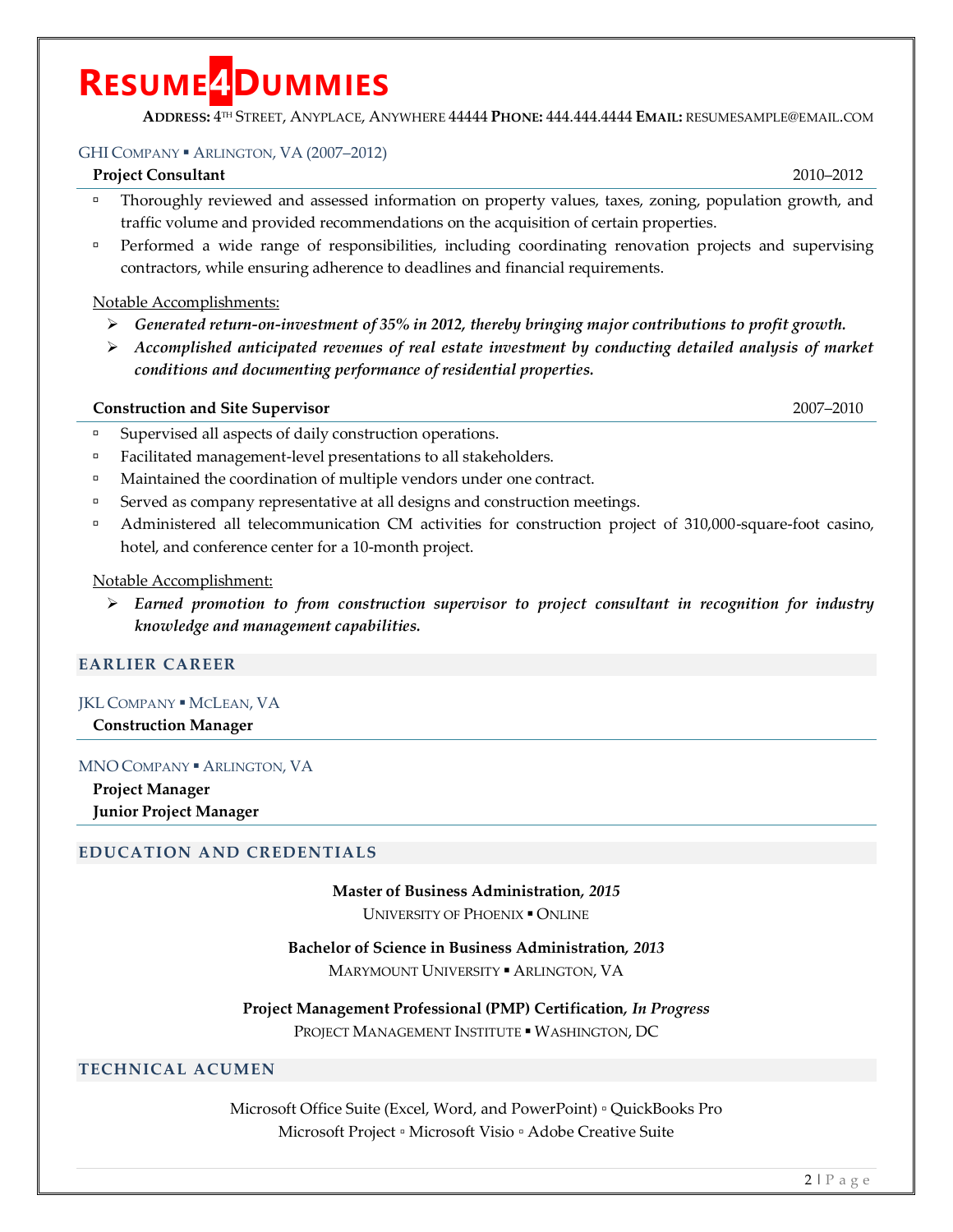# RESUME4DUMMIES

**ADDRESS:** 4TH STREET, ANYPLACE, ANYWHERE 44444 **PHONE:** 444.444.4444 **EMAIL:** RESUMESAMPLE@EMAIL.COM

GHI COMPANY ▪ ARLINGTON, VA (2007–2012)

**Project Consultant** 2010–2012

- Thoroughly reviewed and assessed information on property values, taxes, zoning, population growth, and traffic volume and provided recommendations on the acquisition of certain properties.
- Performed a wide range of responsibilities, including coordinating renovation projects and supervising contractors, while ensuring adherence to deadlines and financial requirements.

Notable Accomplishments:

- ***Generated return-on-investment of 35% in 2012, thereby bringing major contributions to profit growth.***
- ***Accomplished anticipated revenues of real estate investment by conducting detailed analysis of market conditions and documenting performance of residential properties.***

**Construction and Site Supervisor** 2007–2010

- Supervised all aspects of daily construction operations.
- Facilitated management-level presentations to all stakeholders.
- Maintained the coordination of multiple vendors under one contract.
- Served as company representative at all designs and construction meetings.
- Administered all telecommunication CM activities for construction project of 310,000-square-foot casino, hotel, and conference center for a 10-month project.

Notable Accomplishment:

- ***Earned promotion to from construction supervisor to project consultant in recognition for industry knowledge and management capabilities.***

## EARLIER CAREER

JKL COMPANY ▪ MCLEAN, VA

**Construction Manager**

MNO COMPANY ▪ ARLINGTON, VA

**Project Manager**
**Junior Project Manager**

## EDUCATION AND CREDENTIALS

**Master of Business Administration*, 2015***
UNIVERSITY OF PHOENIX ▪ ONLINE

**Bachelor of Science in Business Administration*, 2013***
MARYMOUNT UNIVERSITY ▪ ARLINGTON, VA

**Project Management Professional (PMP) Certification*, In Progress***
PROJECT MANAGEMENT INSTITUTE ▪ WASHINGTON, DC

## TECHNICAL ACUMEN

Microsoft Office Suite (Excel, Word, and PowerPoint) ▫ QuickBooks Pro
Microsoft Project ▫ Microsoft Visio ▫ Adobe Creative Suite